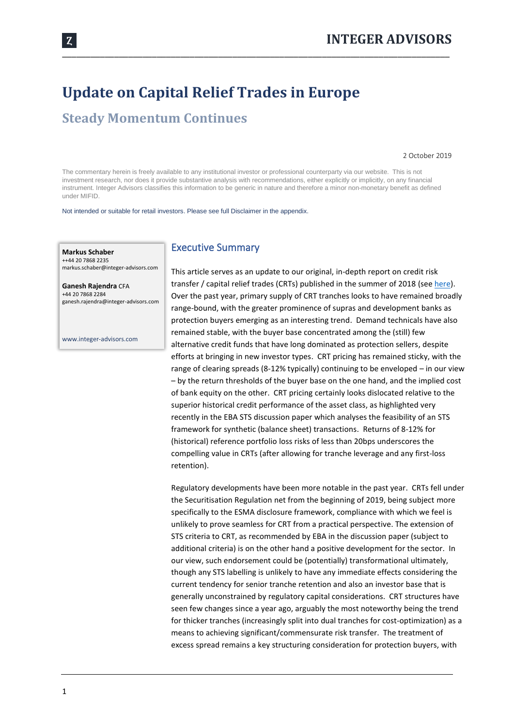# Update on Capital Relief Trades in Europe

## Steady Momentum Continues

2 October 2019

The commentary herein is freely available to any institutional investor or professional counterparty via our website. This is not investment research, nor does it provide substantive analysis with recommendations, either explicitly or implicitly, on any financial instrument. Integer Advisors classifies this information to be generic in nature and therefore a minor non-monetary benefit as defined under MIFID.

Not intended or suitable for retail investors. Please see full Disclaimer in the appendix.

**Markus Schaber**
++44 20 7868 2235
markus.schaber@integer-advisors.com

**Ganesh Rajendra** CFA
+44 20 7868 2284
ganesh.rajendra@integer-advisors.com

www.integer-advisors.com

## Executive Summary

This article serves as an update to our original, in-depth report on credit risk transfer / capital relief trades (CRTs) published in the summer of 2018 (see here). Over the past year, primary supply of CRT tranches looks to have remained broadly range-bound, with the greater prominence of supras and development banks as protection buyers emerging as an interesting trend. Demand technicals have also remained stable, with the buyer base concentrated among the (still) few alternative credit funds that have long dominated as protection sellers, despite efforts at bringing in new investor types. CRT pricing has remained sticky, with the range of clearing spreads (8-12% typically) continuing to be enveloped – in our view – by the return thresholds of the buyer base on the one hand, and the implied cost of bank equity on the other. CRT pricing certainly looks dislocated relative to the superior historical credit performance of the asset class, as highlighted very recently in the EBA STS discussion paper which analyses the feasibility of an STS framework for synthetic (balance sheet) transactions. Returns of 8-12% for (historical) reference portfolio loss risks of less than 20bps underscores the compelling value in CRTs (after allowing for tranche leverage and any first-loss retention).

Regulatory developments have been more notable in the past year. CRTs fell under the Securitisation Regulation net from the beginning of 2019, being subject more specifically to the ESMA disclosure framework, compliance with which we feel is unlikely to prove seamless for CRT from a practical perspective. The extension of STS criteria to CRT, as recommended by EBA in the discussion paper (subject to additional criteria) is on the other hand a positive development for the sector. In our view, such endorsement could be (potentially) transformational ultimately, though any STS labelling is unlikely to have any immediate effects considering the current tendency for senior tranche retention and also an investor base that is generally unconstrained by regulatory capital considerations. CRT structures have seen few changes since a year ago, arguably the most noteworthy being the trend for thicker tranches (increasingly split into dual tranches for cost-optimization) as a means to achieving significant/commensurate risk transfer. The treatment of excess spread remains a key structuring consideration for protection buyers, with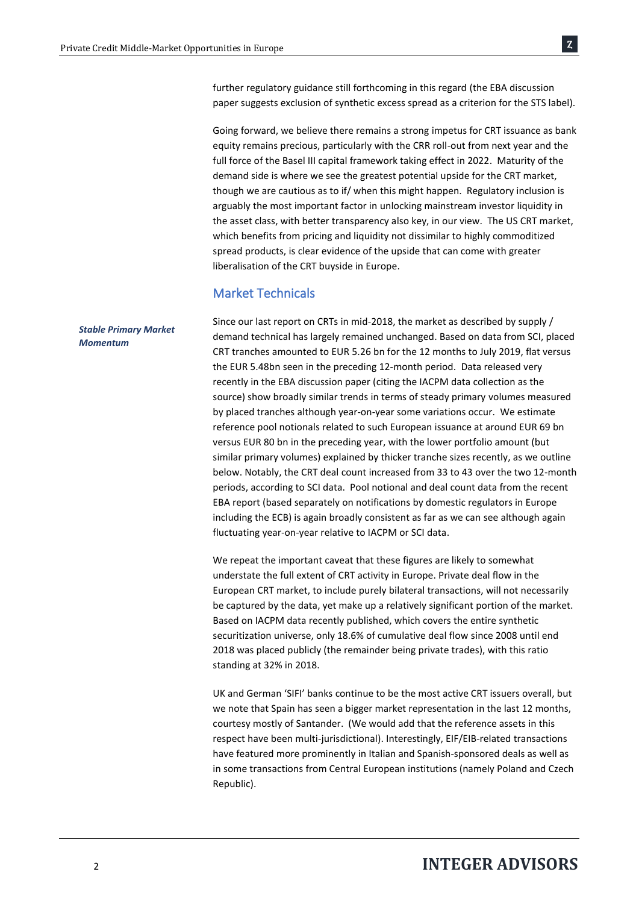further regulatory guidance still forthcoming in this regard (the EBA discussion paper suggests exclusion of synthetic excess spread as a criterion for the STS label).

Going forward, we believe there remains a strong impetus for CRT issuance as bank equity remains precious, particularly with the CRR roll-out from next year and the full force of the Basel III capital framework taking effect in 2022. Maturity of the demand side is where we see the greatest potential upside for the CRT market, though we are cautious as to if/ when this might happen. Regulatory inclusion is arguably the most important factor in unlocking mainstream investor liquidity in the asset class, with better transparency also key, in our view. The US CRT market, which benefits from pricing and liquidity not dissimilar to highly commoditized spread products, is clear evidence of the upside that can come with greater liberalisation of the CRT buyside in Europe.

## Market Technicals

***Stable Primary Market Momentum***

Since our last report on CRTs in mid-2018, the market as described by supply / demand technical has largely remained unchanged. Based on data from SCI, placed CRT tranches amounted to EUR 5.26 bn for the 12 months to July 2019, flat versus the EUR 5.48bn seen in the preceding 12-month period. Data released very recently in the EBA discussion paper (citing the IACPM data collection as the source) show broadly similar trends in terms of steady primary volumes measured by placed tranches although year-on-year some variations occur. We estimate reference pool notionals related to such European issuance at around EUR 69 bn versus EUR 80 bn in the preceding year, with the lower portfolio amount (but similar primary volumes) explained by thicker tranche sizes recently, as we outline below. Notably, the CRT deal count increased from 33 to 43 over the two 12-month periods, according to SCI data. Pool notional and deal count data from the recent EBA report (based separately on notifications by domestic regulators in Europe including the ECB) is again broadly consistent as far as we can see although again fluctuating year-on-year relative to IACPM or SCI data.

We repeat the important caveat that these figures are likely to somewhat understate the full extent of CRT activity in Europe. Private deal flow in the European CRT market, to include purely bilateral transactions, will not necessarily be captured by the data, yet make up a relatively significant portion of the market. Based on IACPM data recently published, which covers the entire synthetic securitization universe, only 18.6% of cumulative deal flow since 2008 until end 2018 was placed publicly (the remainder being private trades), with this ratio standing at 32% in 2018.

UK and German 'SIFI' banks continue to be the most active CRT issuers overall, but we note that Spain has seen a bigger market representation in the last 12 months, courtesy mostly of Santander. (We would add that the reference assets in this respect have been multi-jurisdictional). Interestingly, EIF/EIB-related transactions have featured more prominently in Italian and Spanish-sponsored deals as well as in some transactions from Central European institutions (namely Poland and Czech Republic).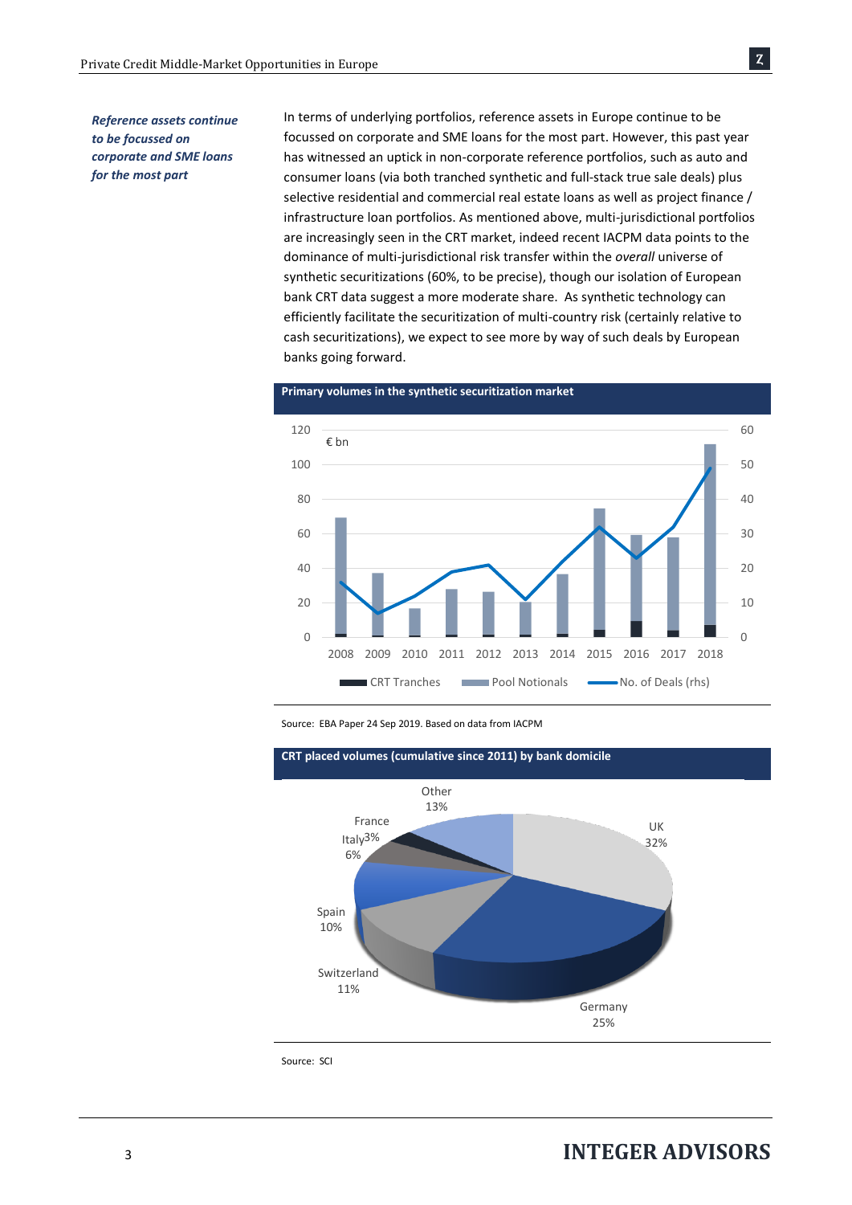*Reference assets continue to be focussed on corporate and SME loans for the most part*

In terms of underlying portfolios, reference assets in Europe continue to be focussed on corporate and SME loans for the most part. However, this past year has witnessed an uptick in non-corporate reference portfolios, such as auto and consumer loans (via both tranched synthetic and full-stack true sale deals) plus selective residential and commercial real estate loans as well as project finance / infrastructure loan portfolios. As mentioned above, multi-jurisdictional portfolios are increasingly seen in the CRT market, indeed recent IACPM data points to the dominance of multi-jurisdictional risk transfer within the *overall* universe of synthetic securitizations (60%, to be precise), though our isolation of European bank CRT data suggest a more moderate share. As synthetic technology can efficiently facilitate the securitization of multi-country risk (certainly relative to cash securitizations), we expect to see more by way of such deals by European banks going forward.

**Primary volumes in the synthetic securitization market**

Source: EBA Paper 24 Sep 2019. Based on data from IACPM

**CRT placed volumes (cumulative since 2011) by bank domicile**

Source: SCI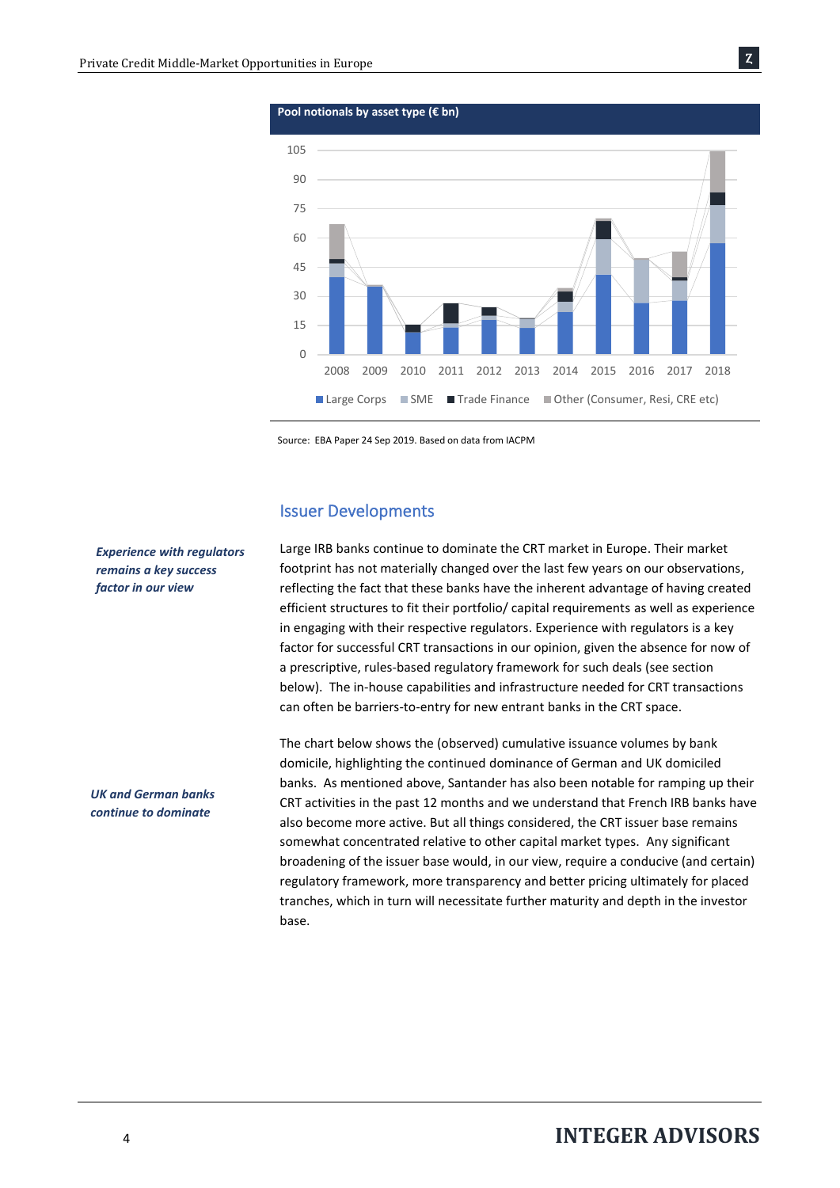**Pool notionals by asset type (€ bn)**

Source: EBA Paper 24 Sep 2019. Based on data from IACPM

## Issuer Developments

*Experience with regulators remains a key success factor in our view*

Large IRB banks continue to dominate the CRT market in Europe. Their market footprint has not materially changed over the last few years on our observations, reflecting the fact that these banks have the inherent advantage of having created efficient structures to fit their portfolio/ capital requirements as well as experience in engaging with their respective regulators. Experience with regulators is a key factor for successful CRT transactions in our opinion, given the absence for now of a prescriptive, rules-based regulatory framework for such deals (see section below). The in-house capabilities and infrastructure needed for CRT transactions can often be barriers-to-entry for new entrant banks in the CRT space.

*UK and German banks continue to dominate*

The chart below shows the (observed) cumulative issuance volumes by bank domicile, highlighting the continued dominance of German and UK domiciled banks. As mentioned above, Santander has also been notable for ramping up their CRT activities in the past 12 months and we understand that French IRB banks have also become more active. But all things considered, the CRT issuer base remains somewhat concentrated relative to other capital market types. Any significant broadening of the issuer base would, in our view, require a conducive (and certain) regulatory framework, more transparency and better pricing ultimately for placed tranches, which in turn will necessitate further maturity and depth in the investor base.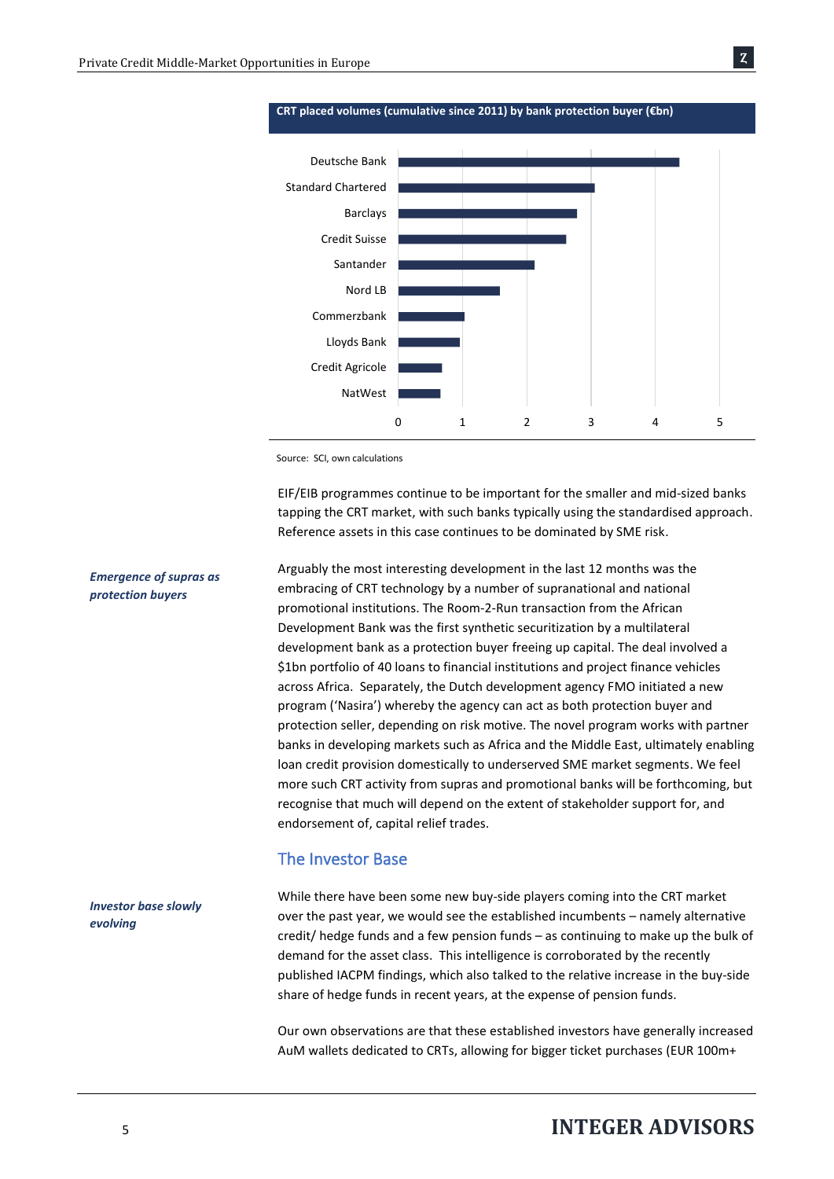**CRT placed volumes (cumulative since 2011) by bank protection buyer (€bn)**

| Bank | Volume (€bn, approx.) |
| --- | --- |
| Deutsche Bank | 4.4 |
| Standard Chartered | 3.05 |
| Barclays | 2.8 |
| Credit Suisse | 2.6 |
| Santander | 2.1 |
| Nord LB | 1.6 |
| Commerzbank | 1.05 |
| Lloyds Bank | 0.95 |
| Credit Agricole | 0.7 |
| NatWest | 0.65 |

Source: SCI, own calculations

EIF/EIB programmes continue to be important for the smaller and mid-sized banks tapping the CRT market, with such banks typically using the standardised approach. Reference assets in this case continues to be dominated by SME risk.

***Emergence of supras as protection buyers***

Arguably the most interesting development in the last 12 months was the embracing of CRT technology by a number of supranational and national promotional institutions. The Room-2-Run transaction from the African Development Bank was the first synthetic securitization by a multilateral development bank as a protection buyer freeing up capital. The deal involved a $1bn portfolio of 40 loans to financial institutions and project finance vehicles across Africa. Separately, the Dutch development agency FMO initiated a new program ('Nasira') whereby the agency can act as both protection buyer and protection seller, depending on risk motive. The novel program works with partner banks in developing markets such as Africa and the Middle East, ultimately enabling loan credit provision domestically to underserved SME market segments. We feel more such CRT activity from supras and promotional banks will be forthcoming, but recognise that much will depend on the extent of stakeholder support for, and endorsement of, capital relief trades.

## The Investor Base

***Investor base slowly evolving***

While there have been some new buy-side players coming into the CRT market over the past year, we would see the established incumbents – namely alternative credit/ hedge funds and a few pension funds – as continuing to make up the bulk of demand for the asset class. This intelligence is corroborated by the recently published IACPM findings, which also talked to the relative increase in the buy-side share of hedge funds in recent years, at the expense of pension funds.

Our own observations are that these established investors have generally increased AuM wallets dedicated to CRTs, allowing for bigger ticket purchases (EUR 100m+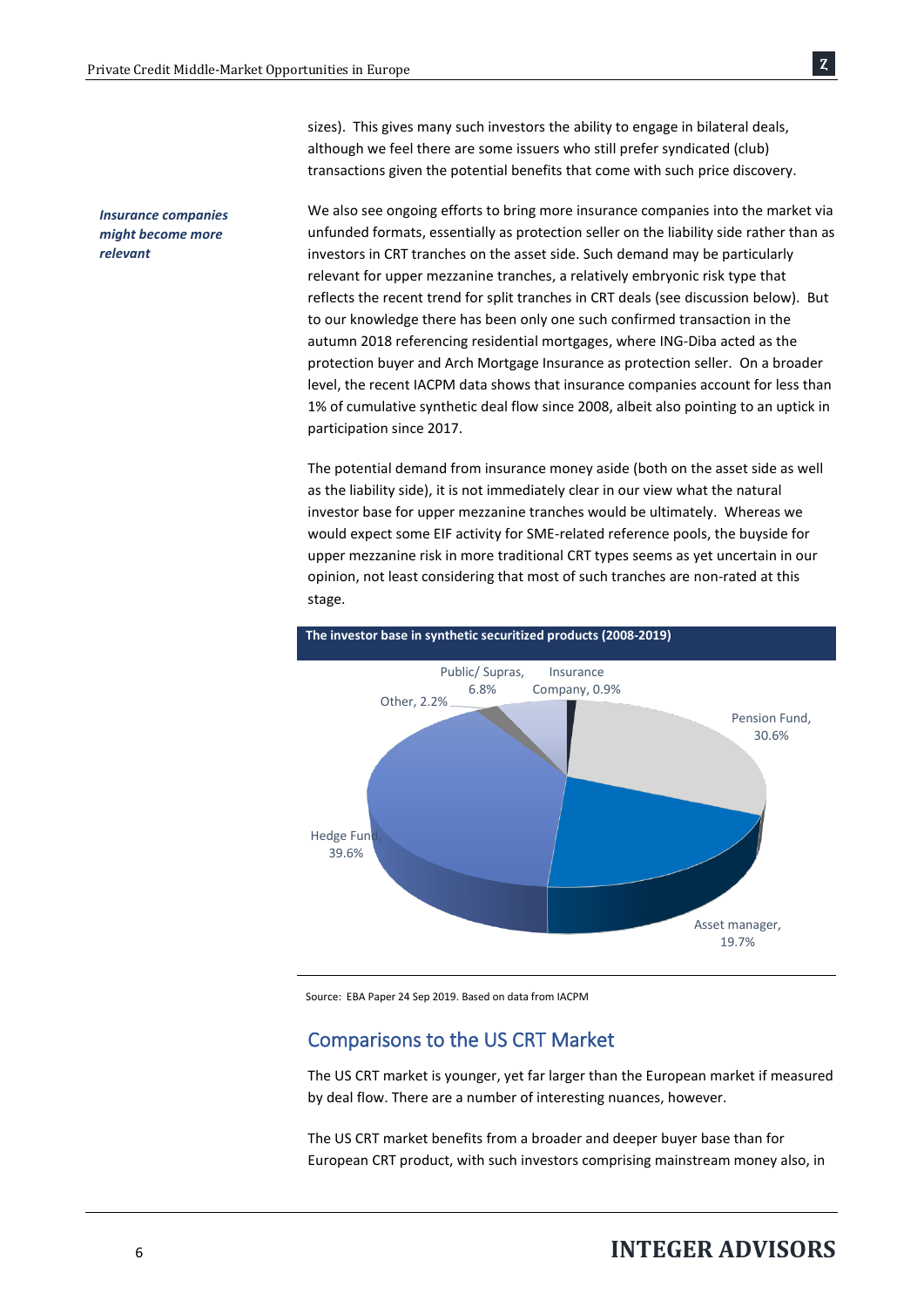sizes). This gives many such investors the ability to engage in bilateral deals, although we feel there are some issuers who still prefer syndicated (club) transactions given the potential benefits that come with such price discovery.

***Insurance companies might become more relevant***

We also see ongoing efforts to bring more insurance companies into the market via unfunded formats, essentially as protection seller on the liability side rather than as investors in CRT tranches on the asset side. Such demand may be particularly relevant for upper mezzanine tranches, a relatively embryonic risk type that reflects the recent trend for split tranches in CRT deals (see discussion below). But to our knowledge there has been only one such confirmed transaction in the autumn 2018 referencing residential mortgages, where ING-Diba acted as the protection buyer and Arch Mortgage Insurance as protection seller. On a broader level, the recent IACPM data shows that insurance companies account for less than 1% of cumulative synthetic deal flow since 2008, albeit also pointing to an uptick in participation since 2017.

The potential demand from insurance money aside (both on the asset side as well as the liability side), it is not immediately clear in our view what the natural investor base for upper mezzanine tranches would be ultimately. Whereas we would expect some EIF activity for SME-related reference pools, the buyside for upper mezzanine risk in more traditional CRT types seems as yet uncertain in our opinion, not least considering that most of such tranches are non-rated at this stage.

**The investor base in synthetic securitized products (2008-2019)**

| Investor type | Share |
|---|---|
| Hedge Fund | 39.6% |
| Pension Fund | 30.6% |
| Asset manager | 19.7% |
| Public/ Supras | 6.8% |
| Other | 2.2% |
| Insurance Company | 0.9% |

Source: EBA Paper 24 Sep 2019. Based on data from IACPM

## Comparisons to the US CRT Market

The US CRT market is younger, yet far larger than the European market if measured by deal flow. There are a number of interesting nuances, however.

The US CRT market benefits from a broader and deeper buyer base than for European CRT product, with such investors comprising mainstream money also, in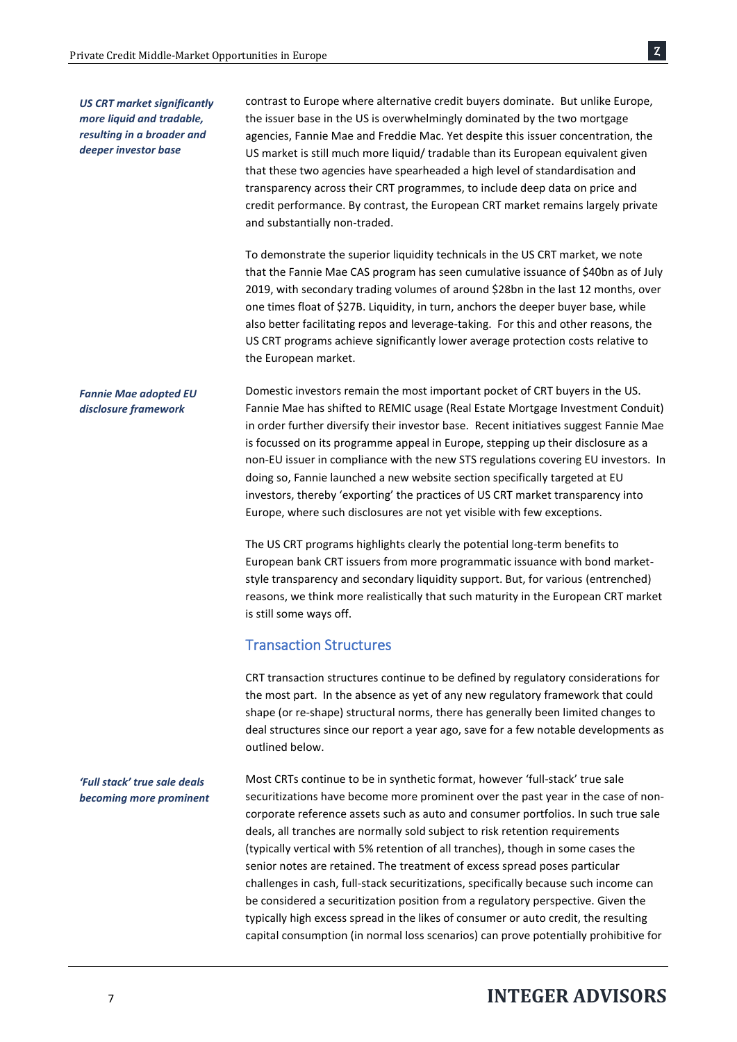*US CRT market significantly more liquid and tradable, resulting in a broader and deeper investor base*

contrast to Europe where alternative credit buyers dominate. But unlike Europe, the issuer base in the US is overwhelmingly dominated by the two mortgage agencies, Fannie Mae and Freddie Mac. Yet despite this issuer concentration, the US market is still much more liquid/ tradable than its European equivalent given that these two agencies have spearheaded a high level of standardisation and transparency across their CRT programmes, to include deep data on price and credit performance. By contrast, the European CRT market remains largely private and substantially non-traded.

To demonstrate the superior liquidity technicals in the US CRT market, we note that the Fannie Mae CAS program has seen cumulative issuance of $40bn as of July 2019, with secondary trading volumes of around $28bn in the last 12 months, over one times float of $27B. Liquidity, in turn, anchors the deeper buyer base, while also better facilitating repos and leverage-taking. For this and other reasons, the US CRT programs achieve significantly lower average protection costs relative to the European market.

*Fannie Mae adopted EU disclosure framework*

Domestic investors remain the most important pocket of CRT buyers in the US. Fannie Mae has shifted to REMIC usage (Real Estate Mortgage Investment Conduit) in order further diversify their investor base. Recent initiatives suggest Fannie Mae is focussed on its programme appeal in Europe, stepping up their disclosure as a non-EU issuer in compliance with the new STS regulations covering EU investors. In doing so, Fannie launched a new website section specifically targeted at EU investors, thereby 'exporting' the practices of US CRT market transparency into Europe, where such disclosures are not yet visible with few exceptions.

The US CRT programs highlights clearly the potential long-term benefits to European bank CRT issuers from more programmatic issuance with bond market-style transparency and secondary liquidity support. But, for various (entrenched) reasons, we think more realistically that such maturity in the European CRT market is still some ways off.

## Transaction Structures

CRT transaction structures continue to be defined by regulatory considerations for the most part. In the absence as yet of any new regulatory framework that could shape (or re-shape) structural norms, there has generally been limited changes to deal structures since our report a year ago, save for a few notable developments as outlined below.

*'Full stack' true sale deals becoming more prominent*

Most CRTs continue to be in synthetic format, however 'full-stack' true sale securitizations have become more prominent over the past year in the case of non-corporate reference assets such as auto and consumer portfolios. In such true sale deals, all tranches are normally sold subject to risk retention requirements (typically vertical with 5% retention of all tranches), though in some cases the senior notes are retained. The treatment of excess spread poses particular challenges in cash, full-stack securitizations, specifically because such income can be considered a securitization position from a regulatory perspective. Given the typically high excess spread in the likes of consumer or auto credit, the resulting capital consumption (in normal loss scenarios) can prove potentially prohibitive for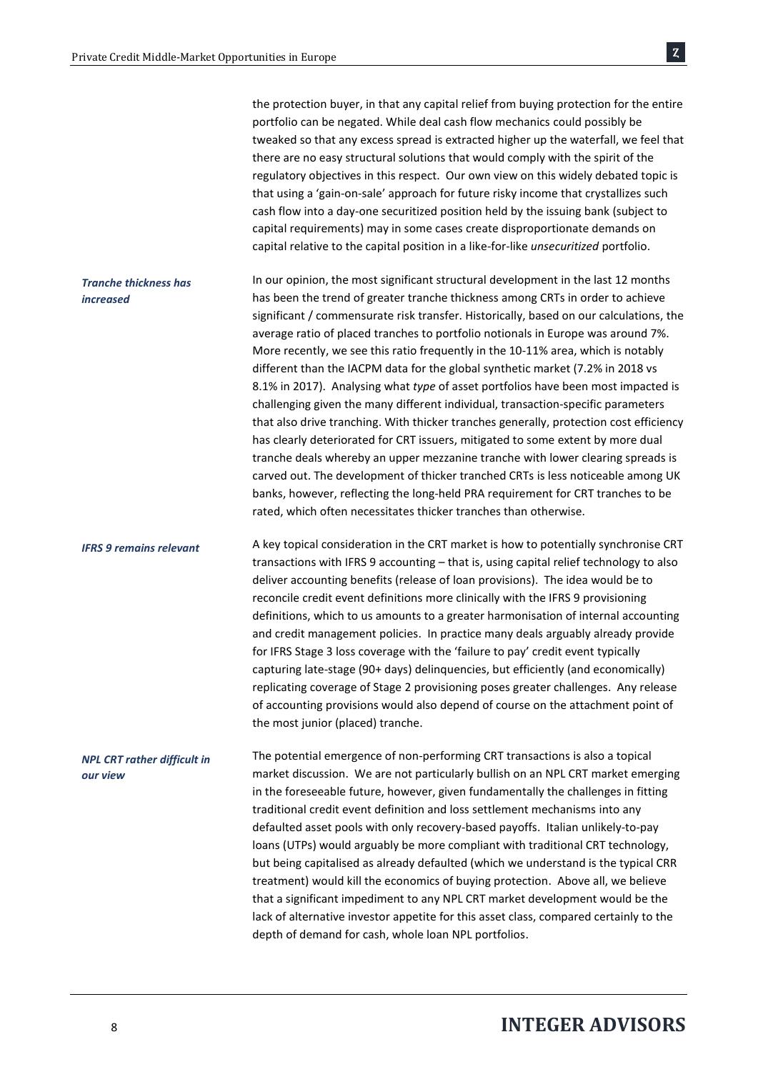the protection buyer, in that any capital relief from buying protection for the entire portfolio can be negated. While deal cash flow mechanics could possibly be tweaked so that any excess spread is extracted higher up the waterfall, we feel that there are no easy structural solutions that would comply with the spirit of the regulatory objectives in this respect. Our own view on this widely debated topic is that using a 'gain-on-sale' approach for future risky income that crystallizes such cash flow into a day-one securitized position held by the issuing bank (subject to capital requirements) may in some cases create disproportionate demands on capital relative to the capital position in a like-for-like *unsecuritized* portfolio.

***Tranche thickness has increased***

In our opinion, the most significant structural development in the last 12 months has been the trend of greater tranche thickness among CRTs in order to achieve significant / commensurate risk transfer. Historically, based on our calculations, the average ratio of placed tranches to portfolio notionals in Europe was around 7%. More recently, we see this ratio frequently in the 10-11% area, which is notably different than the IACPM data for the global synthetic market (7.2% in 2018 vs 8.1% in 2017). Analysing what *type* of asset portfolios have been most impacted is challenging given the many different individual, transaction-specific parameters that also drive tranching. With thicker tranches generally, protection cost efficiency has clearly deteriorated for CRT issuers, mitigated to some extent by more dual tranche deals whereby an upper mezzanine tranche with lower clearing spreads is carved out. The development of thicker tranched CRTs is less noticeable among UK banks, however, reflecting the long-held PRA requirement for CRT tranches to be rated, which often necessitates thicker tranches than otherwise.

***IFRS 9 remains relevant***

A key topical consideration in the CRT market is how to potentially synchronise CRT transactions with IFRS 9 accounting – that is, using capital relief technology to also deliver accounting benefits (release of loan provisions). The idea would be to reconcile credit event definitions more clinically with the IFRS 9 provisioning definitions, which to us amounts to a greater harmonisation of internal accounting and credit management policies. In practice many deals arguably already provide for IFRS Stage 3 loss coverage with the 'failure to pay' credit event typically capturing late-stage (90+ days) delinquencies, but efficiently (and economically) replicating coverage of Stage 2 provisioning poses greater challenges. Any release of accounting provisions would also depend of course on the attachment point of the most junior (placed) tranche.

***NPL CRT rather difficult in our view***

The potential emergence of non-performing CRT transactions is also a topical market discussion. We are not particularly bullish on an NPL CRT market emerging in the foreseeable future, however, given fundamentally the challenges in fitting traditional credit event definition and loss settlement mechanisms into any defaulted asset pools with only recovery-based payoffs. Italian unlikely-to-pay loans (UTPs) would arguably be more compliant with traditional CRT technology, but being capitalised as already defaulted (which we understand is the typical CRR treatment) would kill the economics of buying protection. Above all, we believe that a significant impediment to any NPL CRT market development would be the lack of alternative investor appetite for this asset class, compared certainly to the depth of demand for cash, whole loan NPL portfolios.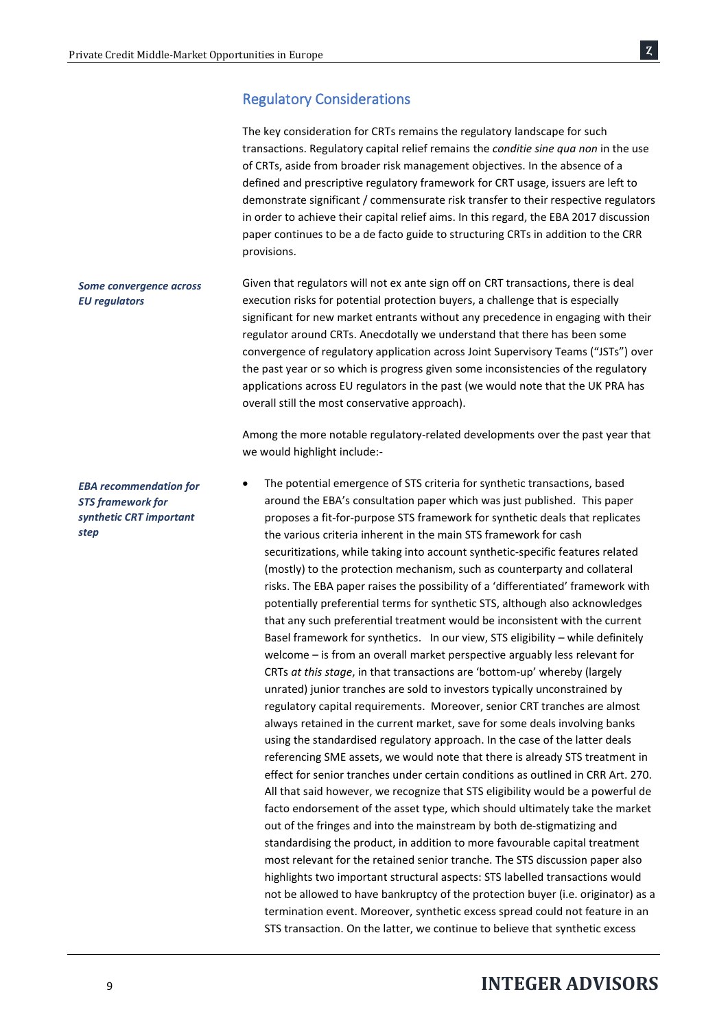## Regulatory Considerations

The key consideration for CRTs remains the regulatory landscape for such transactions. Regulatory capital relief remains the *conditie sine qua non* in the use of CRTs, aside from broader risk management objectives. In the absence of a defined and prescriptive regulatory framework for CRT usage, issuers are left to demonstrate significant / commensurate risk transfer to their respective regulators in order to achieve their capital relief aims. In this regard, the EBA 2017 discussion paper continues to be a de facto guide to structuring CRTs in addition to the CRR provisions.

***Some convergence across EU regulators***

Given that regulators will not ex ante sign off on CRT transactions, there is deal execution risks for potential protection buyers, a challenge that is especially significant for new market entrants without any precedence in engaging with their regulator around CRTs. Anecdotally we understand that there has been some convergence of regulatory application across Joint Supervisory Teams ("JSTs") over the past year or so which is progress given some inconsistencies of the regulatory applications across EU regulators in the past (we would note that the UK PRA has overall still the most conservative approach).

Among the more notable regulatory-related developments over the past year that we would highlight include:-

***EBA recommendation for STS framework for synthetic CRT important step***

- The potential emergence of STS criteria for synthetic transactions, based around the EBA's consultation paper which was just published. This paper proposes a fit-for-purpose STS framework for synthetic deals that replicates the various criteria inherent in the main STS framework for cash securitizations, while taking into account synthetic-specific features related (mostly) to the protection mechanism, such as counterparty and collateral risks. The EBA paper raises the possibility of a 'differentiated' framework with potentially preferential terms for synthetic STS, although also acknowledges that any such preferential treatment would be inconsistent with the current Basel framework for synthetics. In our view, STS eligibility – while definitely welcome – is from an overall market perspective arguably less relevant for CRTs *at this stage*, in that transactions are 'bottom-up' whereby (largely unrated) junior tranches are sold to investors typically unconstrained by regulatory capital requirements. Moreover, senior CRT tranches are almost always retained in the current market, save for some deals involving banks using the standardised regulatory approach. In the case of the latter deals referencing SME assets, we would note that there is already STS treatment in effect for senior tranches under certain conditions as outlined in CRR Art. 270. All that said however, we recognize that STS eligibility would be a powerful de facto endorsement of the asset type, which should ultimately take the market out of the fringes and into the mainstream by both de-stigmatizing and standardising the product, in addition to more favourable capital treatment most relevant for the retained senior tranche. The STS discussion paper also highlights two important structural aspects: STS labelled transactions would not be allowed to have bankruptcy of the protection buyer (i.e. originator) as a termination event. Moreover, synthetic excess spread could not feature in an STS transaction. On the latter, we continue to believe that synthetic excess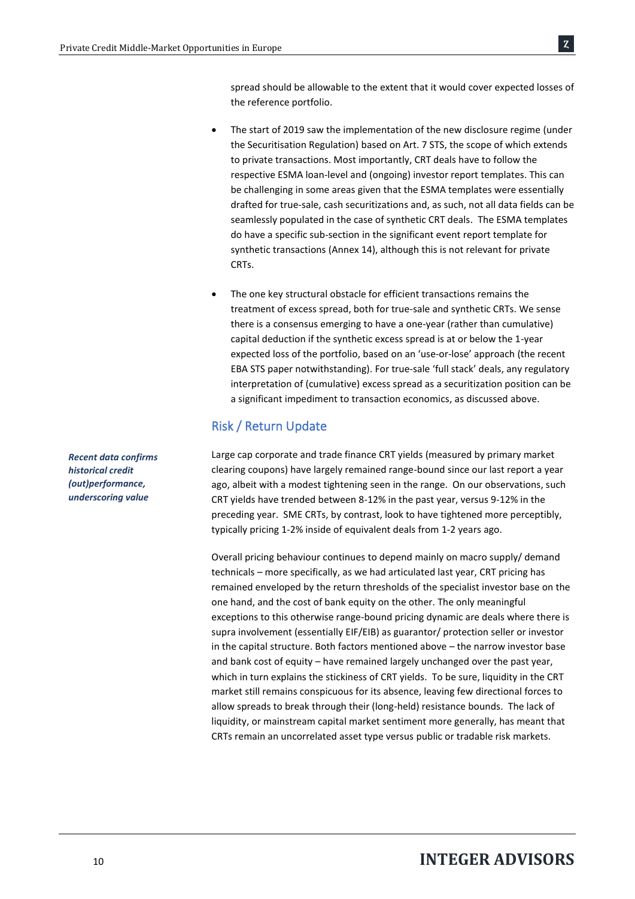spread should be allowable to the extent that it would cover expected losses of the reference portfolio.

- The start of 2019 saw the implementation of the new disclosure regime (under the Securitisation Regulation) based on Art. 7 STS, the scope of which extends to private transactions. Most importantly, CRT deals have to follow the respective ESMA loan-level and (ongoing) investor report templates. This can be challenging in some areas given that the ESMA templates were essentially drafted for true-sale, cash securitizations and, as such, not all data fields can be seamlessly populated in the case of synthetic CRT deals. The ESMA templates do have a specific sub-section in the significant event report template for synthetic transactions (Annex 14), although this is not relevant for private CRTs.

- The one key structural obstacle for efficient transactions remains the treatment of excess spread, both for true-sale and synthetic CRTs. We sense there is a consensus emerging to have a one-year (rather than cumulative) capital deduction if the synthetic excess spread is at or below the 1-year expected loss of the portfolio, based on an 'use-or-lose' approach (the recent EBA STS paper notwithstanding). For true-sale 'full stack' deals, any regulatory interpretation of (cumulative) excess spread as a securitization position can be a significant impediment to transaction economics, as discussed above.

## Risk / Return Update

***Recent data confirms historical credit (out)performance, underscoring value***

Large cap corporate and trade finance CRT yields (measured by primary market clearing coupons) have largely remained range-bound since our last report a year ago, albeit with a modest tightening seen in the range. On our observations, such CRT yields have trended between 8-12% in the past year, versus 9-12% in the preceding year. SME CRTs, by contrast, look to have tightened more perceptibly, typically pricing 1-2% inside of equivalent deals from 1-2 years ago.

Overall pricing behaviour continues to depend mainly on macro supply/ demand technicals – more specifically, as we had articulated last year, CRT pricing has remained enveloped by the return thresholds of the specialist investor base on the one hand, and the cost of bank equity on the other. The only meaningful exceptions to this otherwise range-bound pricing dynamic are deals where there is supra involvement (essentially EIF/EIB) as guarantor/ protection seller or investor in the capital structure. Both factors mentioned above – the narrow investor base and bank cost of equity – have remained largely unchanged over the past year, which in turn explains the stickiness of CRT yields. To be sure, liquidity in the CRT market still remains conspicuous for its absence, leaving few directional forces to allow spreads to break through their (long-held) resistance bounds. The lack of liquidity, or mainstream capital market sentiment more generally, has meant that CRTs remain an uncorrelated asset type versus public or tradable risk markets.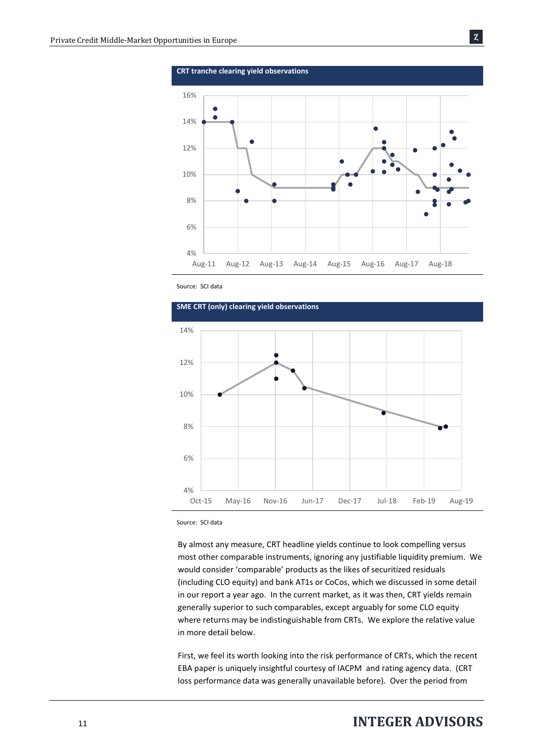**CRT tranche clearing yield observations**

Source: SCI data

**SME CRT (only) clearing yield observations**

Source: SCI data

By almost any measure, CRT headline yields continue to look compelling versus most other comparable instruments, ignoring any justifiable liquidity premium. We would consider 'comparable' products as the likes of securitized residuals (including CLO equity) and bank AT1s or CoCos, which we discussed in some detail in our report a year ago. In the current market, as it was then, CRT yields remain generally superior to such comparables, except arguably for some CLO equity where returns may be indistinguishable from CRTs. We explore the relative value in more detail below.

First, we feel its worth looking into the risk performance of CRTs, which the recent EBA paper is uniquely insightful courtesy of IACPM and rating agency data. (CRT loss performance data was generally unavailable before). Over the period from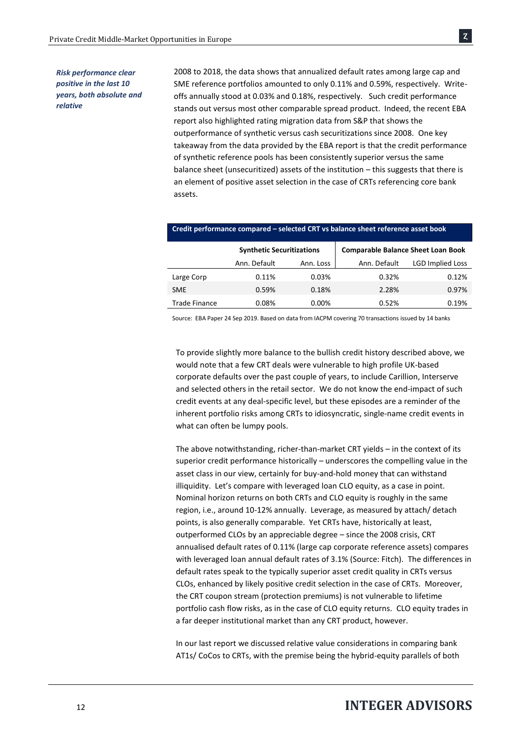*Risk performance clear positive in the last 10 years, both absolute and relative*

2008 to 2018, the data shows that annualized default rates among large cap and SME reference portfolios amounted to only 0.11% and 0.59%, respectively. Write-offs annually stood at 0.03% and 0.18%, respectively. Such credit performance stands out versus most other comparable spread product. Indeed, the recent EBA report also highlighted rating migration data from S&P that shows the outperformance of synthetic versus cash securitizations since 2008. One key takeaway from the data provided by the EBA report is that the credit performance of synthetic reference pools has been consistently superior versus the same balance sheet (unsecuritized) assets of the institution – this suggests that there is an element of positive asset selection in the case of CRTs referencing core bank assets.

**Credit performance compared – selected CRT vs balance sheet reference asset book**

| | **Synthetic Securitizations** | | **Comparable Balance Sheet Loan Book** | |
|---|---|---|---|---|
| | Ann. Default | Ann. Loss | Ann. Default | LGD Implied Loss |
| Large Corp | 0.11% | 0.03% | 0.32% | 0.12% |
| SME | 0.59% | 0.18% | 2.28% | 0.97% |
| Trade Finance | 0.08% | 0.00% | 0.52% | 0.19% |

Source: EBA Paper 24 Sep 2019. Based on data from IACPM covering 70 transactions issued by 14 banks

To provide slightly more balance to the bullish credit history described above, we would note that a few CRT deals were vulnerable to high profile UK-based corporate defaults over the past couple of years, to include Carillion, Interserve and selected others in the retail sector. We do not know the end-impact of such credit events at any deal-specific level, but these episodes are a reminder of the inherent portfolio risks among CRTs to idiosyncratic, single-name credit events in what can often be lumpy pools.

The above notwithstanding, richer-than-market CRT yields – in the context of its superior credit performance historically – underscores the compelling value in the asset class in our view, certainly for buy-and-hold money that can withstand illiquidity. Let's compare with leveraged loan CLO equity, as a case in point. Nominal horizon returns on both CRTs and CLO equity is roughly in the same region, i.e., around 10-12% annually. Leverage, as measured by attach/ detach points, is also generally comparable. Yet CRTs have, historically at least, outperformed CLOs by an appreciable degree – since the 2008 crisis, CRT annualised default rates of 0.11% (large cap corporate reference assets) compares with leveraged loan annual default rates of 3.1% (Source: Fitch). The differences in default rates speak to the typically superior asset credit quality in CRTs versus CLOs, enhanced by likely positive credit selection in the case of CRTs. Moreover, the CRT coupon stream (protection premiums) is not vulnerable to lifetime portfolio cash flow risks, as in the case of CLO equity returns. CLO equity trades in a far deeper institutional market than any CRT product, however.

In our last report we discussed relative value considerations in comparing bank AT1s/ CoCos to CRTs, with the premise being the hybrid-equity parallels of both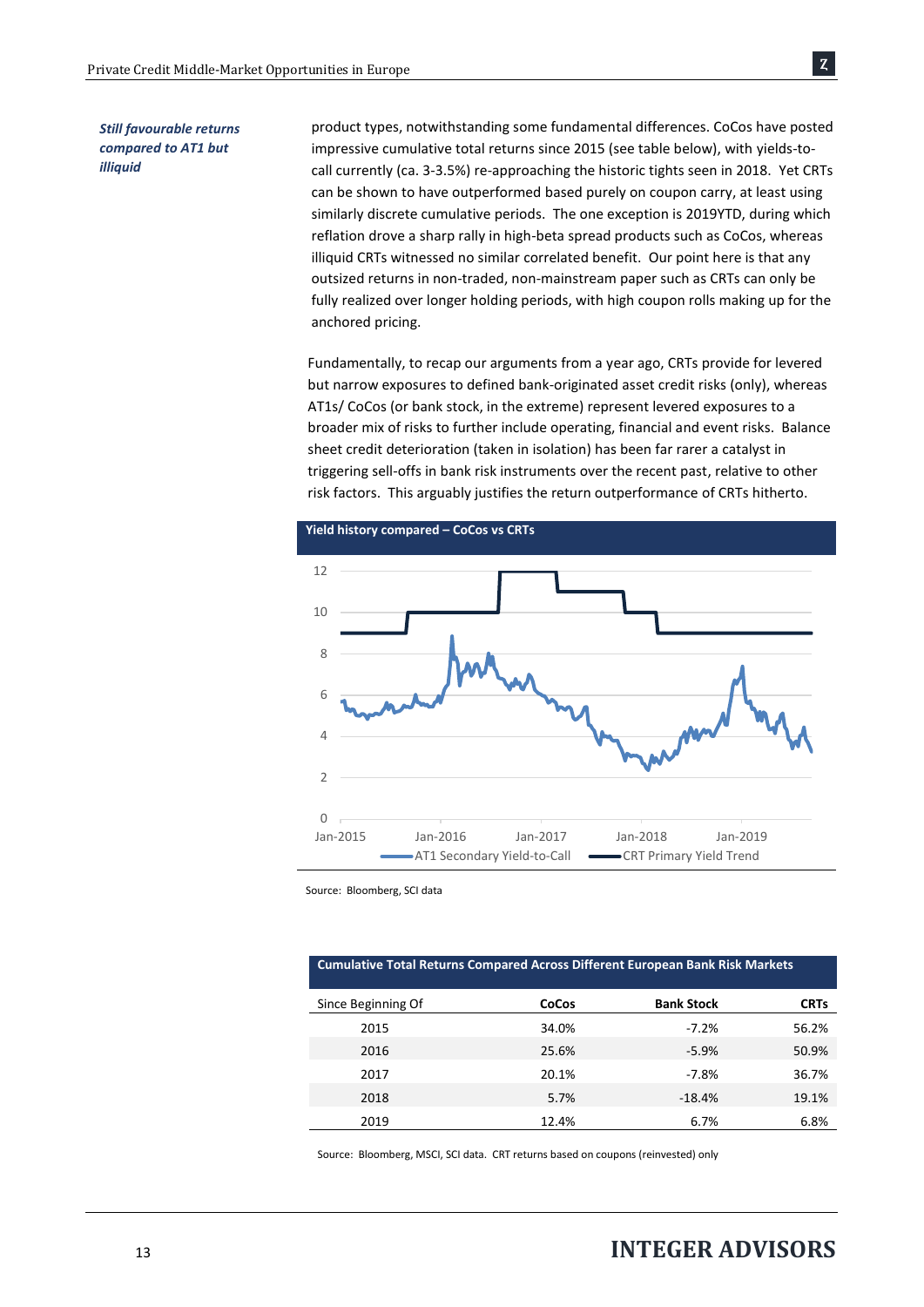*Still favourable returns compared to AT1 but illiquid*

product types, notwithstanding some fundamental differences. CoCos have posted impressive cumulative total returns since 2015 (see table below), with yields-to-call currently (ca. 3-3.5%) re-approaching the historic tights seen in 2018. Yet CRTs can be shown to have outperformed based purely on coupon carry, at least using similarly discrete cumulative periods. The one exception is 2019YTD, during which reflation drove a sharp rally in high-beta spread products such as CoCos, whereas illiquid CRTs witnessed no similar correlated benefit. Our point here is that any outsized returns in non-traded, non-mainstream paper such as CRTs can only be fully realized over longer holding periods, with high coupon rolls making up for the anchored pricing.

Fundamentally, to recap our arguments from a year ago, CRTs provide for levered but narrow exposures to defined bank-originated asset credit risks (only), whereas AT1s/ CoCos (or bank stock, in the extreme) represent levered exposures to a broader mix of risks to further include operating, financial and event risks. Balance sheet credit deterioration (taken in isolation) has been far rarer a catalyst in triggering sell-offs in bank risk instruments over the recent past, relative to other risk factors. This arguably justifies the return outperformance of CRTs hitherto.

**Yield history compared – CoCos vs CRTs**

Source: Bloomberg, SCI data

**Cumulative Total Returns Compared Across Different European Bank Risk Markets**

| Since Beginning Of | CoCos | Bank Stock | CRTs |
|---|---|---|---|
| 2015 | 34.0% | -7.2% | 56.2% |
| 2016 | 25.6% | -5.9% | 50.9% |
| 2017 | 20.1% | -7.8% | 36.7% |
| 2018 | 5.7% | -18.4% | 19.1% |
| 2019 | 12.4% | 6.7% | 6.8% |

Source: Bloomberg, MSCI, SCI data. CRT returns based on coupons (reinvested) only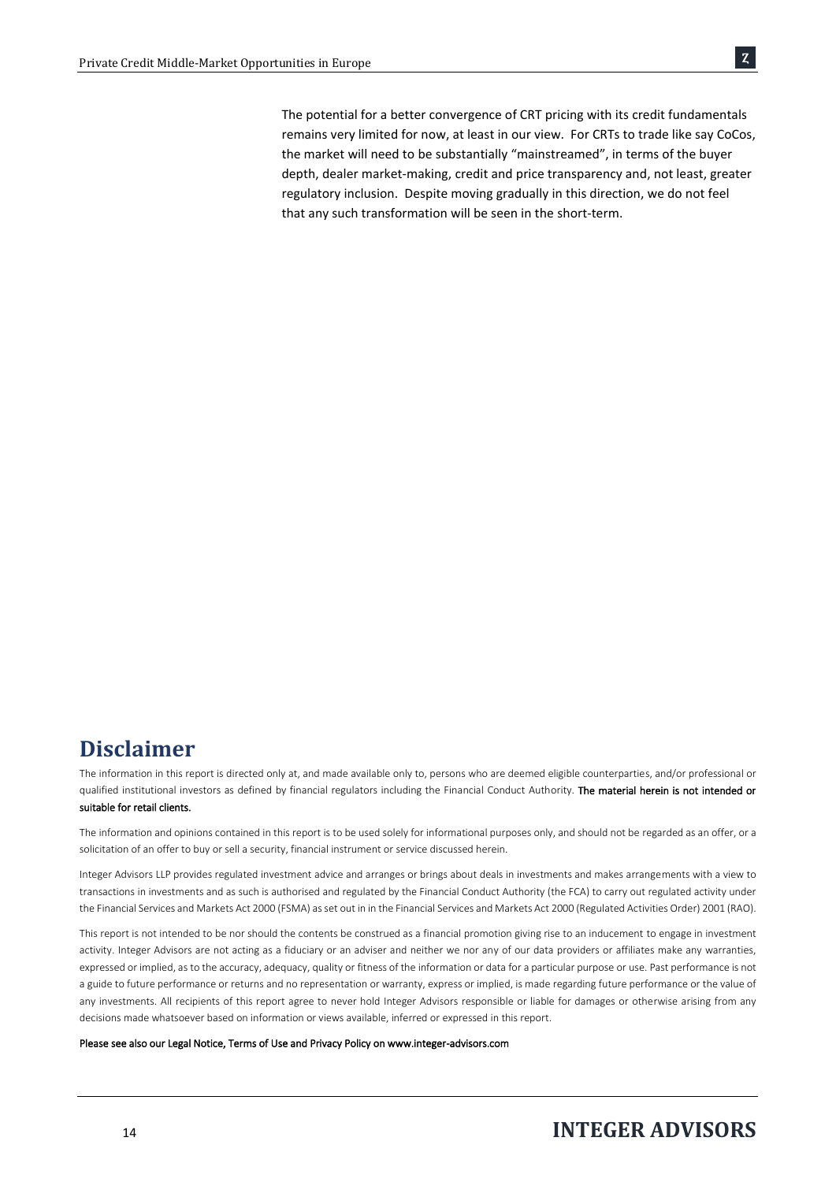The potential for a better convergence of CRT pricing with its credit fundamentals remains very limited for now, at least in our view. For CRTs to trade like say CoCos, the market will need to be substantially "mainstreamed", in terms of the buyer depth, dealer market-making, credit and price transparency and, not least, greater regulatory inclusion. Despite moving gradually in this direction, we do not feel that any such transformation will be seen in the short-term.

## Disclaimer

The information in this report is directed only at, and made available only to, persons who are deemed eligible counterparties, and/or professional or qualified institutional investors as defined by financial regulators including the Financial Conduct Authority. **The material herein is not intended or suitable for retail clients.**

The information and opinions contained in this report is to be used solely for informational purposes only, and should not be regarded as an offer, or a solicitation of an offer to buy or sell a security, financial instrument or service discussed herein.

Integer Advisors LLP provides regulated investment advice and arranges or brings about deals in investments and makes arrangements with a view to transactions in investments and as such is authorised and regulated by the Financial Conduct Authority (the FCA) to carry out regulated activity under the Financial Services and Markets Act 2000 (FSMA) as set out in in the Financial Services and Markets Act 2000 (Regulated Activities Order) 2001 (RAO).

This report is not intended to be nor should the contents be construed as a financial promotion giving rise to an inducement to engage in investment activity. Integer Advisors are not acting as a fiduciary or an adviser and neither we nor any of our data providers or affiliates make any warranties, expressed or implied, as to the accuracy, adequacy, quality or fitness of the information or data for a particular purpose or use. Past performance is not a guide to future performance or returns and no representation or warranty, express or implied, is made regarding future performance or the value of any investments. All recipients of this report agree to never hold Integer Advisors responsible or liable for damages or otherwise arising from any decisions made whatsoever based on information or views available, inferred or expressed in this report.

**Please see also our Legal Notice, Terms of Use and Privacy Policy on www.integer-advisors.com**